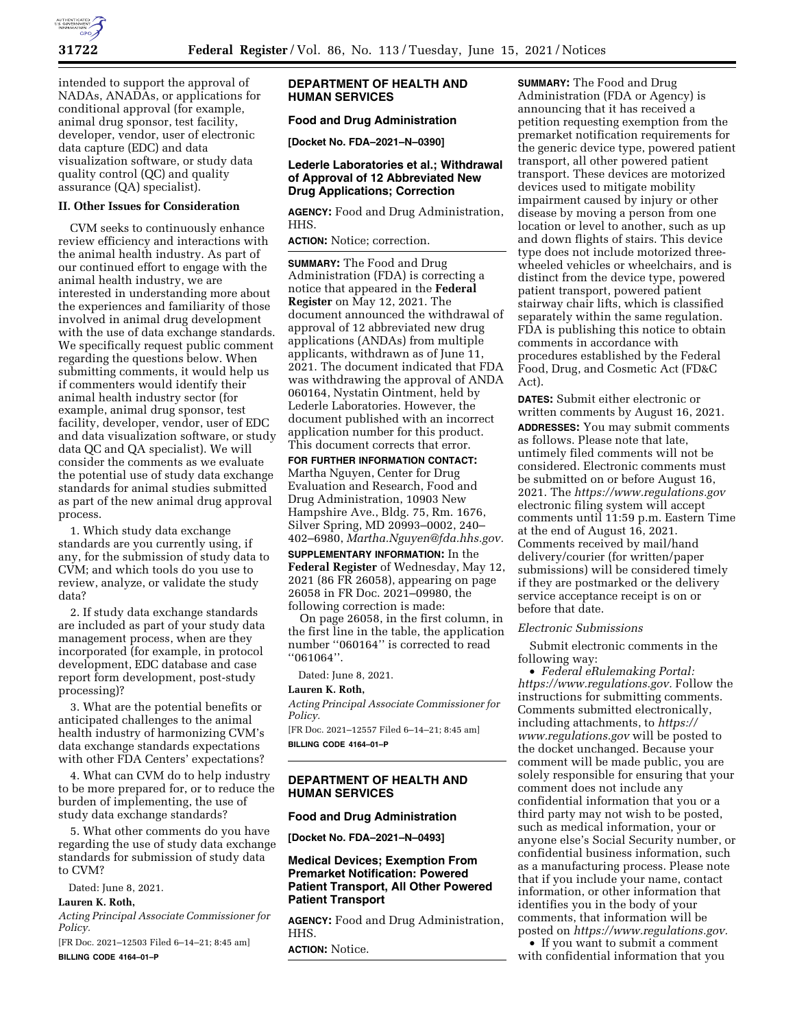intended to support the approval of NADAs, ANADAs, or applications for conditional approval (for example, animal drug sponsor, test facility, developer, vendor, user of electronic data capture (EDC) and data visualization software, or study data quality control (QC) and quality assurance (QA) specialist).

## II. Other Issues for Consideration

CVM seeks to continuously enhance review efficiency and interactions with the animal health industry. As part of our continued effort to engage with the animal health industry, we are interested in understanding more about the experiences and familiarity of those involved in animal drug development with the use of data exchange standards. We specifically request public comment regarding the questions below. When submitting comments, it would help us if commenters would identify their animal health industry sector (for example, animal drug sponsor, test facility, developer, vendor, user of EDC and data visualization software, or study data QC and QA specialist). We will consider the comments as we evaluate the potential use of study data exchange standards for animal studies submitted as part of the new animal drug approval process.

1. Which study data exchange standards are you currently using, if any, for the submission of study data to CVM; and which tools do you use to review, analyze, or validate the study data?

2. If study data exchange standards are included as part of your study data management process, when are they incorporated (for example, in protocol development, EDC database and case report form development, post-study processing)?

3. What are the potential benefits or anticipated challenges to the animal health industry of harmonizing CVM's data exchange standards expectations with other FDA Centers' expectations?

4. What can CVM do to help industry to be more prepared for, or to reduce the burden of implementing, the use of study data exchange standards?

5. What other comments do you have regarding the use of study data exchange standards for submission of study data to CVM?

Dated: June 8, 2021.

**Lauren K. Roth,**

*Acting Principal Associate Commissioner for Policy.*

[FR Doc. 2021–12503 Filed 6–14–21; 8:45 am]

**BILLING CODE 4164–01–P**

---

## DEPARTMENT OF HEALTH AND HUMAN SERVICES

### Food and Drug Administration

**[Docket No. FDA–2021–N–0390]**

### Lederle Laboratories et al.; Withdrawal of Approval of 12 Abbreviated New Drug Applications; Correction

**AGENCY:** Food and Drug Administration, HHS.

**ACTION:** Notice; correction.

**SUMMARY:** The Food and Drug Administration (FDA) is correcting a notice that appeared in the **Federal Register** on May 12, 2021. The document announced the withdrawal of approval of 12 abbreviated new drug applications (ANDAs) from multiple applicants, withdrawn as of June 11, 2021. The document indicated that FDA was withdrawing the approval of ANDA 060164, Nystatin Ointment, held by Lederle Laboratories. However, the document published with an incorrect application number for this product. This document corrects that error.

**FOR FURTHER INFORMATION CONTACT:** Martha Nguyen, Center for Drug Evaluation and Research, Food and Drug Administration, 10903 New Hampshire Ave., Bldg. 75, Rm. 1676, Silver Spring, MD 20993–0002, 240–402–6980, *Martha.Nguyen@fda.hhs.gov.*

**SUPPLEMENTARY INFORMATION:** In the **Federal Register** of Wednesday, May 12, 2021 (86 FR 26058), appearing on page 26058 in FR Doc. 2021–09980, the following correction is made:

On page 26058, in the first column, in the first line in the table, the application number ''060164'' is corrected to read ''061064''.

Dated: June 8, 2021.

**Lauren K. Roth,**

*Acting Principal Associate Commissioner for Policy.*

[FR Doc. 2021–12557 Filed 6–14–21; 8:45 am]

**BILLING CODE 4164–01–P**

---

## DEPARTMENT OF HEALTH AND HUMAN SERVICES

### Food and Drug Administration

**[Docket No. FDA–2021–N–0493]**

### Medical Devices; Exemption From Premarket Notification: Powered Patient Transport, All Other Powered Patient Transport

**AGENCY:** Food and Drug Administration, HHS.

**ACTION:** Notice.

**SUMMARY:** The Food and Drug Administration (FDA or Agency) is announcing that it has received a petition requesting exemption from the premarket notification requirements for the generic device type, powered patient transport, all other powered patient transport. These devices are motorized devices used to mitigate mobility impairment caused by injury or other disease by moving a person from one location or level to another, such as up and down flights of stairs. This device type does not include motorized three-wheeled vehicles or wheelchairs, and is distinct from the device type, powered patient transport, powered patient stairway chair lifts, which is classified separately within the same regulation. FDA is publishing this notice to obtain comments in accordance with procedures established by the Federal Food, Drug, and Cosmetic Act (FD&C Act).

**DATES:** Submit either electronic or written comments by August 16, 2021.

**ADDRESSES:** You may submit comments as follows. Please note that late, untimely filed comments will not be considered. Electronic comments must be submitted on or before August 16, 2021. The *https://www.regulations.gov* electronic filing system will accept comments until 11:59 p.m. Eastern Time at the end of August 16, 2021. Comments received by mail/hand delivery/courier (for written/paper submissions) will be considered timely if they are postmarked or the delivery service acceptance receipt is on or before that date.

*Electronic Submissions*

Submit electronic comments in the following way:

- *Federal eRulemaking Portal: https://www.regulations.gov.* Follow the instructions for submitting comments. Comments submitted electronically, including attachments, to *https://www.regulations.gov* will be posted to the docket unchanged. Because your comment will be made public, you are solely responsible for ensuring that your comment does not include any confidential information that you or a third party may not wish to be posted, such as medical information, your or anyone else's Social Security number, or confidential business information, such as a manufacturing process. Please note that if you include your name, contact information, or other information that identifies you in the body of your comments, that information will be posted on *https://www.regulations.gov.*
- If you want to submit a comment with confidential information that you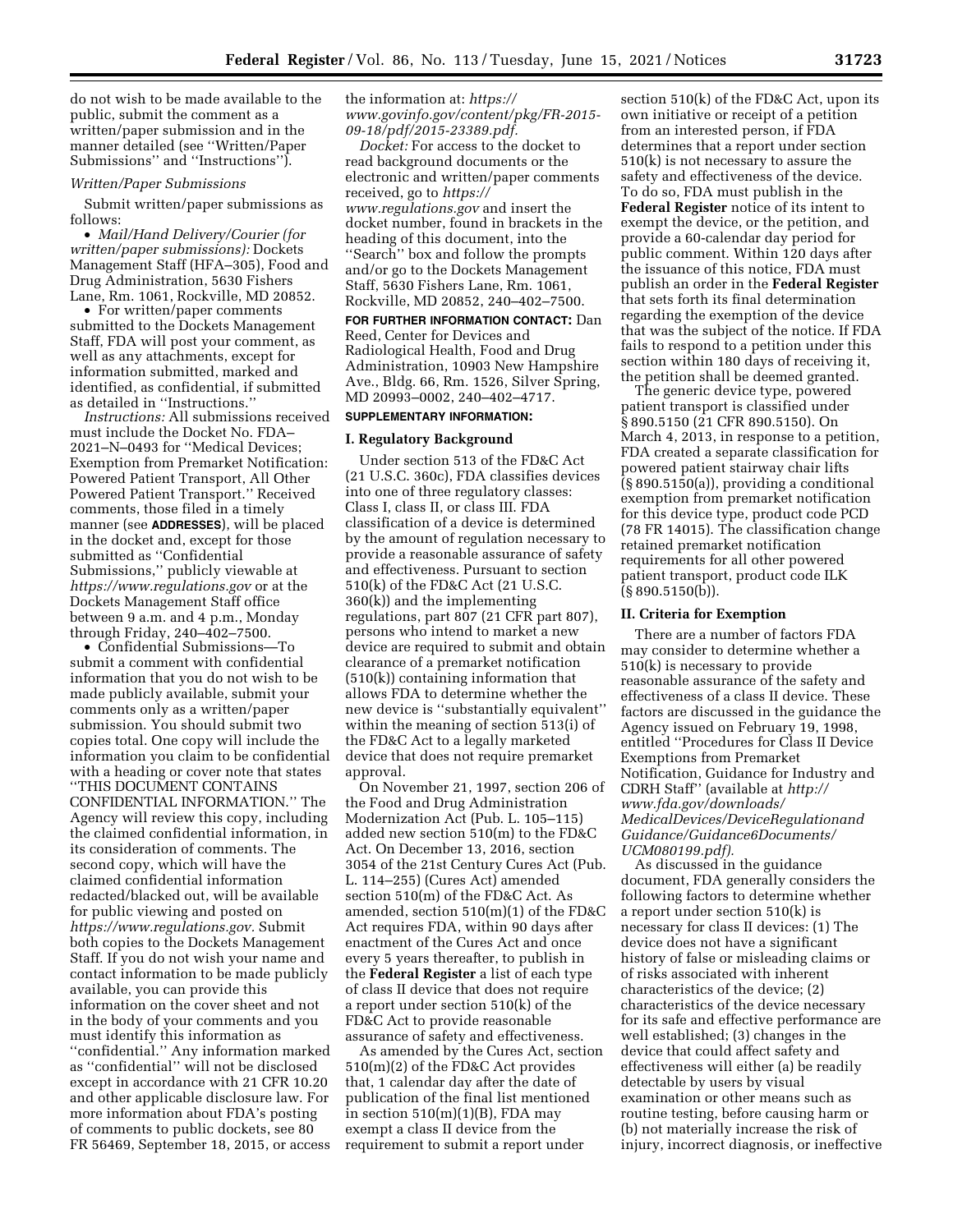do not wish to be made available to the public, submit the comment as a written/paper submission and in the manner detailed (see ''Written/Paper Submissions'' and ''Instructions'').

*Written/Paper Submissions*

Submit written/paper submissions as follows:

- *Mail/Hand Delivery/Courier (for written/paper submissions):* Dockets Management Staff (HFA–305), Food and Drug Administration, 5630 Fishers Lane, Rm. 1061, Rockville, MD 20852.
- For written/paper comments submitted to the Dockets Management Staff, FDA will post your comment, as well as any attachments, except for information submitted, marked and identified, as confidential, if submitted as detailed in ''Instructions.''

*Instructions:* All submissions received must include the Docket No. FDA–2021–N–0493 for ''Medical Devices; Exemption from Premarket Notification: Powered Patient Transport, All Other Powered Patient Transport.'' Received comments, those filed in a timely manner (see **ADDRESSES**), will be placed in the docket and, except for those submitted as ''Confidential Submissions,'' publicly viewable at *https://www.regulations.gov* or at the Dockets Management Staff office between 9 a.m. and 4 p.m., Monday through Friday, 240–402–7500.

- Confidential Submissions—To submit a comment with confidential information that you do not wish to be made publicly available, submit your comments only as a written/paper submission. You should submit two copies total. One copy will include the information you claim to be confidential with a heading or cover note that states ''THIS DOCUMENT CONTAINS CONFIDENTIAL INFORMATION.'' The Agency will review this copy, including the claimed confidential information, in its consideration of comments. The second copy, which will have the claimed confidential information redacted/blacked out, will be available for public viewing and posted on *https://www.regulations.gov.* Submit both copies to the Dockets Management Staff. If you do not wish your name and contact information to be made publicly available, you can provide this information on the cover sheet and not in the body of your comments and you must identify this information as ''confidential.'' Any information marked as ''confidential'' will not be disclosed except in accordance with 21 CFR 10.20 and other applicable disclosure law. For more information about FDA's posting of comments to public dockets, see 80 FR 56469, September 18, 2015, or access the information at: *https://www.govinfo.gov/content/pkg/FR-2015-09-18/pdf/2015-23389.pdf.*

*Docket:* For access to the docket to read background documents or the electronic and written/paper comments received, go to *https://www.regulations.gov* and insert the docket number, found in brackets in the heading of this document, into the ''Search'' box and follow the prompts and/or go to the Dockets Management Staff, 5630 Fishers Lane, Rm. 1061, Rockville, MD 20852, 240–402–7500.

**FOR FURTHER INFORMATION CONTACT:** Dan Reed, Center for Devices and Radiological Health, Food and Drug Administration, 10903 New Hampshire Ave., Bldg. 66, Rm. 1526, Silver Spring, MD 20993–0002, 240–402–4717.

**SUPPLEMENTARY INFORMATION:**

## I. Regulatory Background

Under section 513 of the FD&C Act (21 U.S.C. 360c), FDA classifies devices into one of three regulatory classes: Class I, class II, or class III. FDA classification of a device is determined by the amount of regulation necessary to provide a reasonable assurance of safety and effectiveness. Pursuant to section 510(k) of the FD&C Act (21 U.S.C. 360(k)) and the implementing regulations, part 807 (21 CFR part 807), persons who intend to market a new device are required to submit and obtain clearance of a premarket notification (510(k)) containing information that allows FDA to determine whether the new device is ''substantially equivalent'' within the meaning of section 513(i) of the FD&C Act to a legally marketed device that does not require premarket approval.

On November 21, 1997, section 206 of the Food and Drug Administration Modernization Act (Pub. L. 105–115) added new section 510(m) to the FD&C Act. On December 13, 2016, section 3054 of the 21st Century Cures Act (Pub. L. 114–255) (Cures Act) amended section 510(m) of the FD&C Act. As amended, section 510(m)(1) of the FD&C Act requires FDA, within 90 days after enactment of the Cures Act and once every 5 years thereafter, to publish in the **Federal Register** a list of each type of class II device that does not require a report under section 510(k) of the FD&C Act to provide reasonable assurance of safety and effectiveness.

As amended by the Cures Act, section 510(m)(2) of the FD&C Act provides that, 1 calendar day after the date of publication of the final list mentioned in section 510(m)(1)(B), FDA may exempt a class II device from the requirement to submit a report under section 510(k) of the FD&C Act, upon its own initiative or receipt of a petition from an interested person, if FDA determines that a report under section 510(k) is not necessary to assure the safety and effectiveness of the device. To do so, FDA must publish in the **Federal Register** notice of its intent to exempt the device, or the petition, and provide a 60-calendar day period for public comment. Within 120 days after the issuance of this notice, FDA must publish an order in the **Federal Register** that sets forth its final determination regarding the exemption of the device that was the subject of the notice. If FDA fails to respond to a petition under this section within 180 days of receiving it, the petition shall be deemed granted.

The generic device type, powered patient transport is classified under § 890.5150 (21 CFR 890.5150). On March 4, 2013, in response to a petition, FDA created a separate classification for powered patient stairway chair lifts (§ 890.5150(a)), providing a conditional exemption from premarket notification for this device type, product code PCD (78 FR 14015). The classification change retained premarket notification requirements for all other powered patient transport, product code ILK (§ 890.5150(b)).

## II. Criteria for Exemption

There are a number of factors FDA may consider to determine whether a 510(k) is necessary to provide reasonable assurance of the safety and effectiveness of a class II device. These factors are discussed in the guidance the Agency issued on February 19, 1998, entitled ''Procedures for Class II Device Exemptions from Premarket Notification, Guidance for Industry and CDRH Staff'' (available at *http://www.fda.gov/downloads/MedicalDevices/DeviceRegulationandGuidance/Guidance6Documents/UCM080199.pdf).*

As discussed in the guidance document, FDA generally considers the following factors to determine whether a report under section 510(k) is necessary for class II devices: (1) The device does not have a significant history of false or misleading claims or of risks associated with inherent characteristics of the device; (2) characteristics of the device necessary for its safe and effective performance are well established; (3) changes in the device that could affect safety and effectiveness will either (a) be readily detectable by users by visual examination or other means such as routine testing, before causing harm or (b) not materially increase the risk of injury, incorrect diagnosis, or ineffective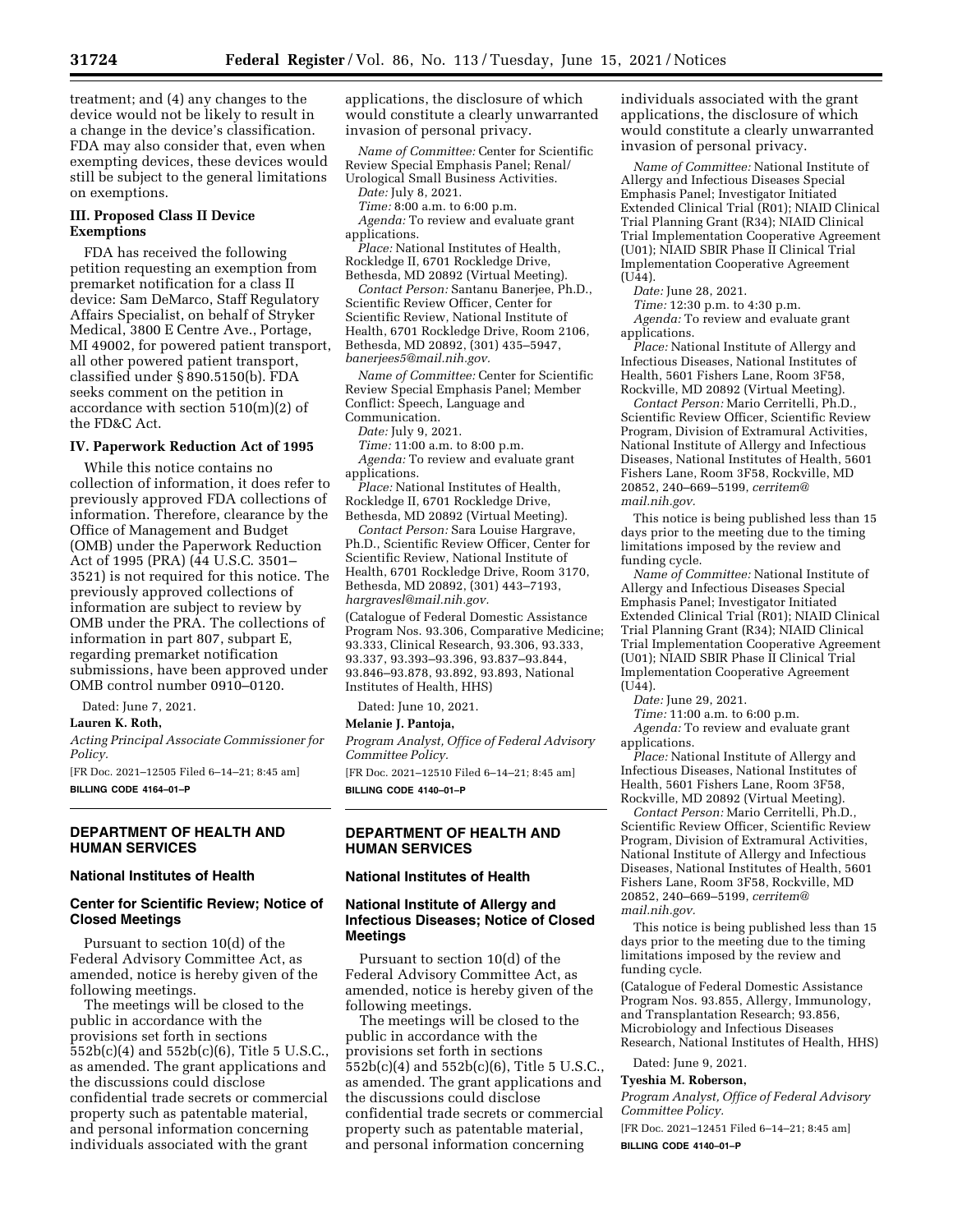treatment; and (4) any changes to the device would not be likely to result in a change in the device's classification. FDA may also consider that, even when exempting devices, these devices would still be subject to the general limitations on exemptions.

### III. Proposed Class II Device Exemptions

FDA has received the following petition requesting an exemption from premarket notification for a class II device: Sam DeMarco, Staff Regulatory Affairs Specialist, on behalf of Stryker Medical, 3800 E Centre Ave., Portage, MI 49002, for powered patient transport, all other powered patient transport, classified under § 890.5150(b). FDA seeks comment on the petition in accordance with section 510(m)(2) of the FD&C Act.

### IV. Paperwork Reduction Act of 1995

While this notice contains no collection of information, it does refer to previously approved FDA collections of information. Therefore, clearance by the Office of Management and Budget (OMB) under the Paperwork Reduction Act of 1995 (PRA) (44 U.S.C. 3501–3521) is not required for this notice. The previously approved collections of information are subject to review by OMB under the PRA. The collections of information in part 807, subpart E, regarding premarket notification submissions, have been approved under OMB control number 0910–0120.

Dated: June 7, 2021.

**Lauren K. Roth,**

*Acting Principal Associate Commissioner for Policy.*

[FR Doc. 2021–12505 Filed 6–14–21; 8:45 am]

**BILLING CODE 4164–01–P**

## DEPARTMENT OF HEALTH AND HUMAN SERVICES

### National Institutes of Health

### Center for Scientific Review; Notice of Closed Meetings

Pursuant to section 10(d) of the Federal Advisory Committee Act, as amended, notice is hereby given of the following meetings.

The meetings will be closed to the public in accordance with the provisions set forth in sections 552b(c)(4) and 552b(c)(6), Title 5 U.S.C., as amended. The grant applications and the discussions could disclose confidential trade secrets or commercial property such as patentable material, and personal information concerning individuals associated with the grant applications, the disclosure of which would constitute a clearly unwarranted invasion of personal privacy.

*Name of Committee:* Center for Scientific Review Special Emphasis Panel; Renal/Urological Small Business Activities.

*Date:* July 8, 2021.

*Time:* 8:00 a.m. to 6:00 p.m.

*Agenda:* To review and evaluate grant applications.

*Place:* National Institutes of Health, Rockledge II, 6701 Rockledge Drive, Bethesda, MD 20892 (Virtual Meeting).

*Contact Person:* Santanu Banerjee, Ph.D., Scientific Review Officer, Center for Scientific Review, National Institute of Health, 6701 Rockledge Drive, Room 2106, Bethesda, MD 20892, (301) 435–5947, *banerjees5@mail.nih.gov.*

*Name of Committee:* Center for Scientific Review Special Emphasis Panel; Member Conflict: Speech, Language and Communication.

*Date:* July 9, 2021.

*Time:* 11:00 a.m. to 8:00 p.m.

*Agenda:* To review and evaluate grant applications.

*Place:* National Institutes of Health, Rockledge II, 6701 Rockledge Drive, Bethesda, MD 20892 (Virtual Meeting).

*Contact Person:* Sara Louise Hargrave, Ph.D., Scientific Review Officer, Center for Scientific Review, National Institute of Health, 6701 Rockledge Drive, Room 3170, Bethesda, MD 20892, (301) 443–7193, *hargravesl@mail.nih.gov.*

(Catalogue of Federal Domestic Assistance Program Nos. 93.306, Comparative Medicine; 93.333, Clinical Research, 93.306, 93.333, 93.337, 93.393–93.396, 93.837–93.844, 93.846–93.878, 93.892, 93.893, National Institutes of Health, HHS)

Dated: June 10, 2021.

**Melanie J. Pantoja,**

*Program Analyst, Office of Federal Advisory Committee Policy.*

[FR Doc. 2021–12510 Filed 6–14–21; 8:45 am]

**BILLING CODE 4140–01–P**

## DEPARTMENT OF HEALTH AND HUMAN SERVICES

### National Institutes of Health

### National Institute of Allergy and Infectious Diseases; Notice of Closed Meetings

Pursuant to section 10(d) of the Federal Advisory Committee Act, as amended, notice is hereby given of the following meetings.

The meetings will be closed to the public in accordance with the provisions set forth in sections 552b(c)(4) and 552b(c)(6), Title 5 U.S.C., as amended. The grant applications and the discussions could disclose confidential trade secrets or commercial property such as patentable material, and personal information concerning individuals associated with the grant applications, the disclosure of which would constitute a clearly unwarranted invasion of personal privacy.

*Name of Committee:* National Institute of Allergy and Infectious Diseases Special Emphasis Panel; Investigator Initiated Extended Clinical Trial (R01); NIAID Clinical Trial Planning Grant (R34); NIAID Clinical Trial Implementation Cooperative Agreement (U01); NIAID SBIR Phase II Clinical Trial Implementation Cooperative Agreement (U44).

*Date:* June 28, 2021.

*Time:* 12:30 p.m. to 4:30 p.m.

*Agenda:* To review and evaluate grant applications.

*Place:* National Institute of Allergy and Infectious Diseases, National Institutes of Health, 5601 Fishers Lane, Room 3F58, Rockville, MD 20892 (Virtual Meeting).

*Contact Person:* Mario Cerritelli, Ph.D., Scientific Review Officer, Scientific Review Program, Division of Extramural Activities, National Institute of Allergy and Infectious Diseases, National Institutes of Health, 5601 Fishers Lane, Room 3F58, Rockville, MD 20852, 240–669–5199, *cerritem@mail.nih.gov.*

This notice is being published less than 15 days prior to the meeting due to the timing limitations imposed by the review and funding cycle.

*Name of Committee:* National Institute of Allergy and Infectious Diseases Special Emphasis Panel; Investigator Initiated Extended Clinical Trial (R01); NIAID Clinical Trial Planning Grant (R34); NIAID Clinical Trial Implementation Cooperative Agreement (U01); NIAID SBIR Phase II Clinical Trial Implementation Cooperative Agreement (U44).

*Date:* June 29, 2021.

*Time:* 11:00 a.m. to 6:00 p.m.

*Agenda:* To review and evaluate grant applications.

*Place:* National Institute of Allergy and Infectious Diseases, National Institutes of Health, 5601 Fishers Lane, Room 3F58, Rockville, MD 20892 (Virtual Meeting).

*Contact Person:* Mario Cerritelli, Ph.D., Scientific Review Officer, Scientific Review Program, Division of Extramural Activities, National Institute of Allergy and Infectious Diseases, National Institutes of Health, 5601 Fishers Lane, Room 3F58, Rockville, MD 20852, 240–669–5199, *cerritem@mail.nih.gov.*

This notice is being published less than 15 days prior to the meeting due to the timing limitations imposed by the review and funding cycle.

(Catalogue of Federal Domestic Assistance Program Nos. 93.855, Allergy, Immunology, and Transplantation Research; 93.856, Microbiology and Infectious Diseases Research, National Institutes of Health, HHS)

Dated: June 9, 2021.

**Tyeshia M. Roberson,**

*Program Analyst, Office of Federal Advisory Committee Policy.*

[FR Doc. 2021–12451 Filed 6–14–21; 8:45 am]

**BILLING CODE 4140–01–P**